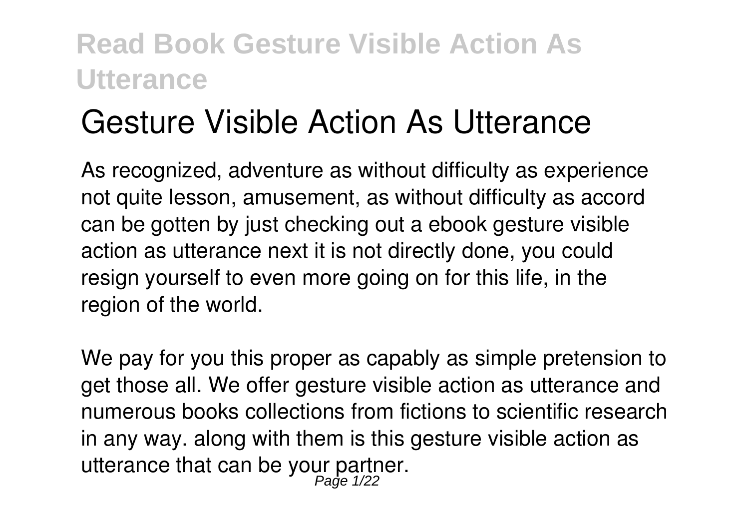# Gesture Visible Action As Utterance

As recognized, adventure as without difficulty as experience not quite lesson, amusement, as without difficulty as accord can be gotten by just checking out a ebook gesture visible action as utterance next it is not directly done, you could resign yourself to even more going on for this life, in the region of the world.

We pay for you this proper as capably as simple pretension to get those all. We offer gesture visible action as utterance and numerous books collections from fictions to scientific research in any way. along with them is this gesture visible action as utterance that can be your partner.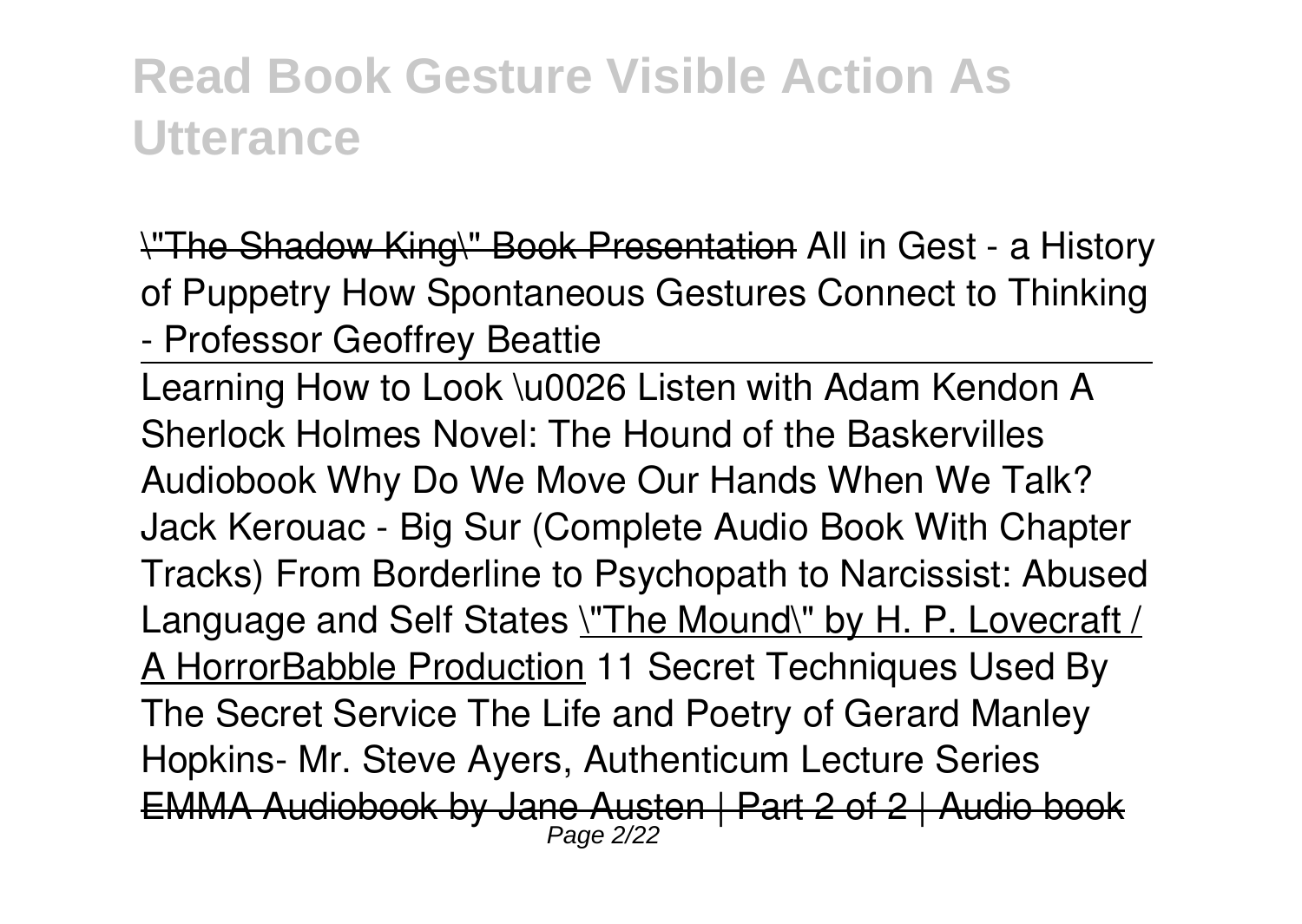# Read Book Gesture Visible Action As Utterance

\"The Shadow King\" Book Presentation All in Gest - a History of Puppetry How Spontaneous Gestures Connect to Thinking - Professor Geoffrey Beattie

Learning How to Look \u0026 Listen with Adam Kendon A Sherlock Holmes Novel: The Hound of the Baskervilles Audiobook Why Do We Move Our Hands When We Talk? Jack Kerouac - Big Sur (Complete Audio Book With Chapter Tracks) From Borderline to Psychopath to Narcissist: Abused Language and Self States \"The Mound\" by H. P. Lovecraft / A HorrorBabble Production 11 Secret Techniques Used By The Secret Service The Life and Poetry of Gerard Manley Hopkins- Mr. Steve Ayers, Authenticum Lecture Series EMMA Audiobook by Jane Austen | Part 2 of 2 | Audio book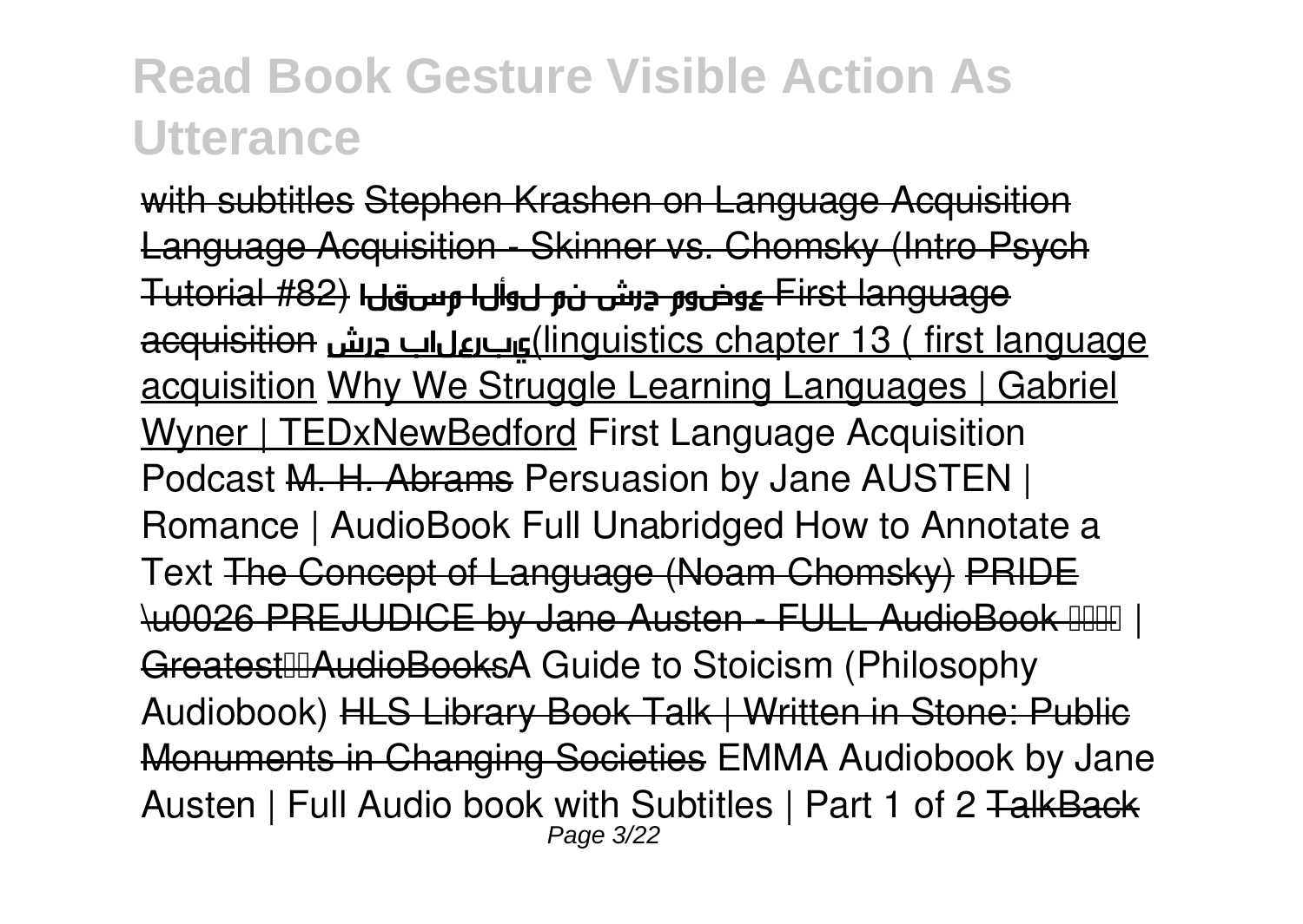# Read Book Gesture Visible Action As Utterance

with subtitles Stephen Krashen on Language Acquisition Language Acquisition - Skinner vs. Chomsky (Intro Psych Tutorial #82) القسم الأول من شرح موضوع First language acquisition شرح بالعربي(linguistics chapter 13 ( first language acquisition Why We Struggle Learning Languages | Gabriel Wyner | TEDxNewBedford First Language Acquisition Podcast M. H. Abrams Persuasion by Jane AUSTEN | Romance | AudioBook Full Unabridged How to Annotate a Text The Concept of Language (Noam Chomsky) PRIDE \u0026 PREJUDICE by Jane Austen - FULL AudioBook | Greatest AudioBooks A Guide to Stoicism (Philosophy Audiobook) HLS Library Book Talk | Written in Stone: Public Monuments in Changing Societies EMMA Audiobook by Jane Austen | Full Audio book with Subtitles | Part 1 of 2 TalkBack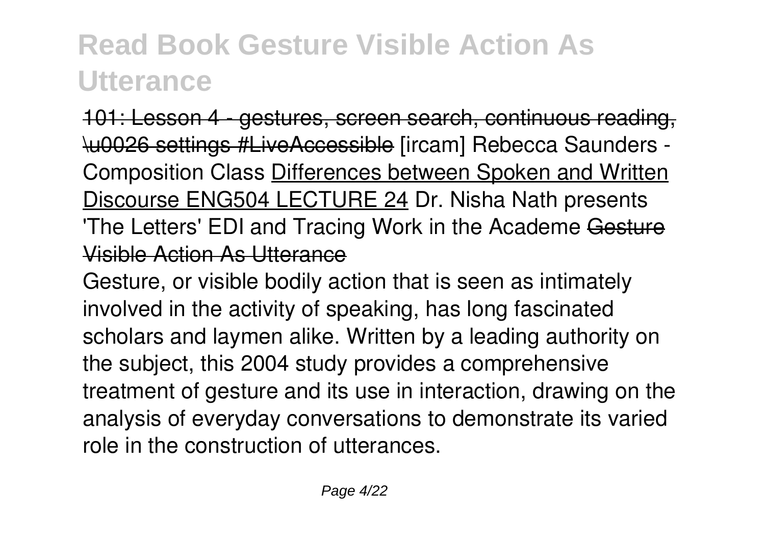101: Lesson 4 - gestures, screen search, continuous reading, \u0026 settings #LiveAccessible [ircam] Rebecca Saunders - Composition Class Differences between Spoken and Written Discourse ENG504 LECTURE 24 Dr. Nisha Nath presents 'The Letters' EDI and Tracing Work in the Academe Gesture Visible Action As Utterance

Gesture, or visible bodily action that is seen as intimately involved in the activity of speaking, has long fascinated scholars and laymen alike. Written by a leading authority on the subject, this 2004 study provides a comprehensive treatment of gesture and its use in interaction, drawing on the analysis of everyday conversations to demonstrate its varied role in the construction of utterances.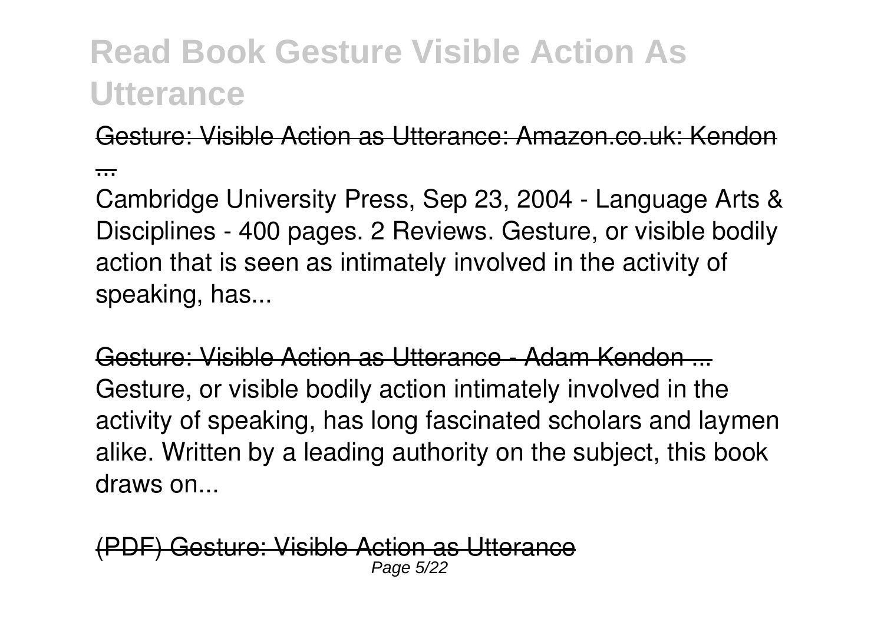# Read Book Gesture Visible Action As Utterance

Gesture: Visible Action as Utterance: Amazon.co.uk: Kendon ...

Cambridge University Press, Sep 23, 2004 - Language Arts & Disciplines - 400 pages. 2 Reviews. Gesture, or visible bodily action that is seen as intimately involved in the activity of speaking, has...

Gesture: Visible Action as Utterance - Adam Kendon ...

Gesture, or visible bodily action intimately involved in the activity of speaking, has long fascinated scholars and laymen alike. Written by a leading authority on the subject, this book draws on...

(PDF) Gesture: Visible Action as Utterance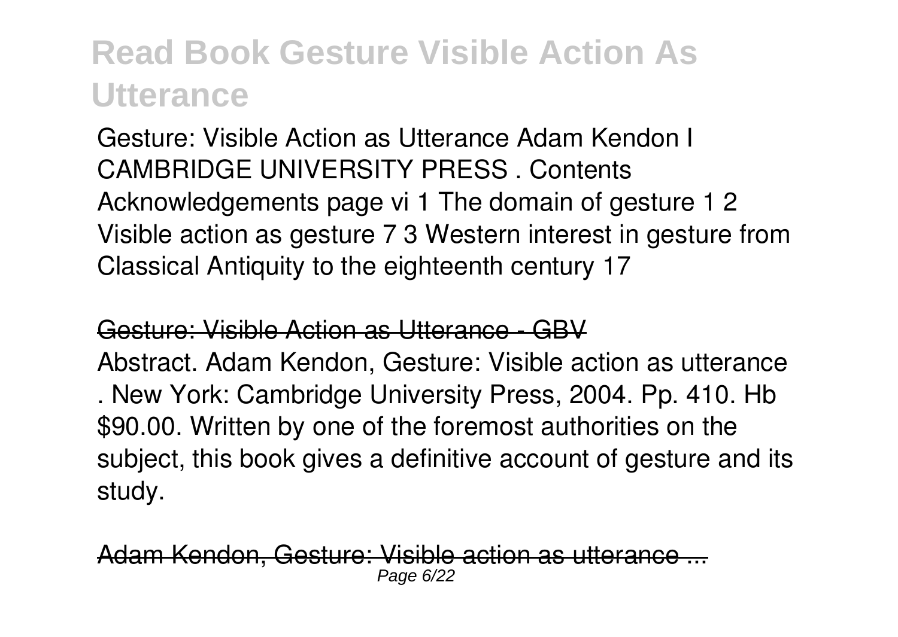## Read Book Gesture Visible Action As Utterance

Gesture: Visible Action as Utterance Adam Kendon I CAMBRIDGE UNIVERSITY PRESS . Contents Acknowledgements page vi 1 The domain of gesture 1 2 Visible action as gesture 7 3 Western interest in gesture from Classical Antiquity to the eighteenth century 17

Gesture: Visible Action as Utterance - GBV

Abstract. Adam Kendon, Gesture: Visible action as utterance . New York: Cambridge University Press, 2004. Pp. 410. Hb $90.00. Written by one of the foremost authorities on the subject, this book gives a definitive account of gesture and its study.

Adam Kendon, Gesture: Visible action as utterance ...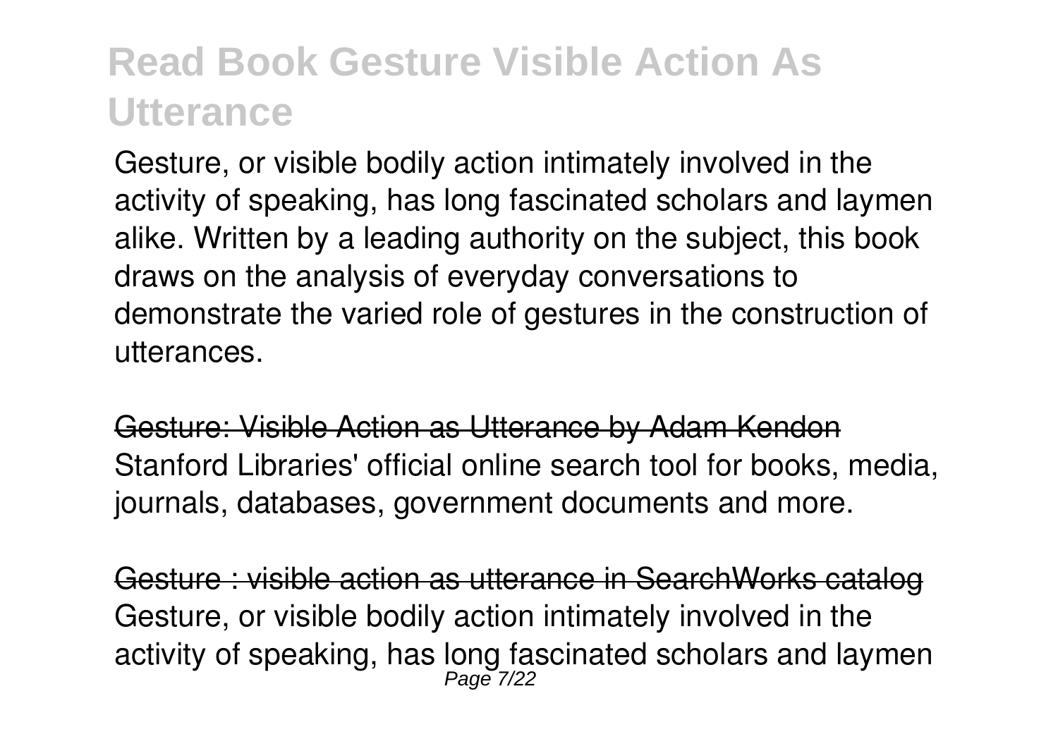# Read Book Gesture Visible Action As Utterance

Gesture, or visible bodily action intimately involved in the activity of speaking, has long fascinated scholars and laymen alike. Written by a leading authority on the subject, this book draws on the analysis of everyday conversations to demonstrate the varied role of gestures in the construction of utterances.

Gesture: Visible Action as Utterance by Adam Kendon

Stanford Libraries' official online search tool for books, media, journals, databases, government documents and more.

Gesture : visible action as utterance in SearchWorks catalog

Gesture, or visible bodily action intimately involved in the activity of speaking, has long fascinated scholars and laymen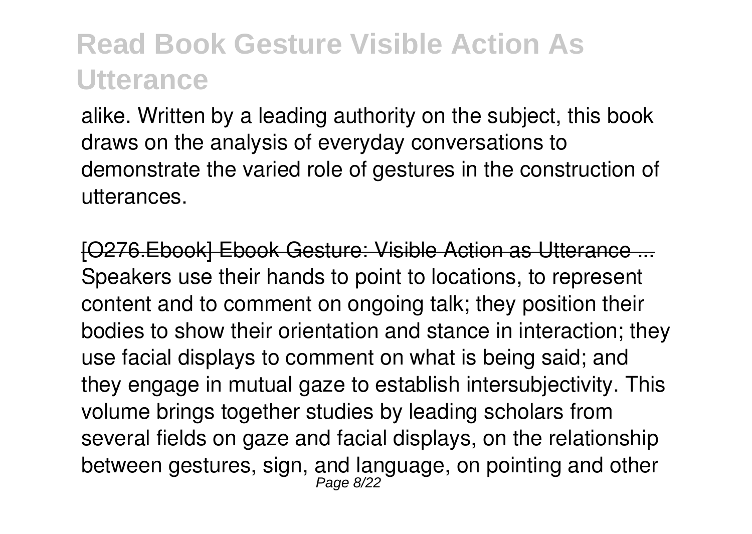alike. Written by a leading authority on the subject, this book draws on the analysis of everyday conversations to demonstrate the varied role of gestures in the construction of utterances.

[O276.Ebook] Ebook Gesture: Visible Action as Utterance ...

Speakers use their hands to point to locations, to represent content and to comment on ongoing talk; they position their bodies to show their orientation and stance in interaction; they use facial displays to comment on what is being said; and they engage in mutual gaze to establish intersubjectivity. This volume brings together studies by leading scholars from several fields on gaze and facial displays, on the relationship between gestures, sign, and language, on pointing and other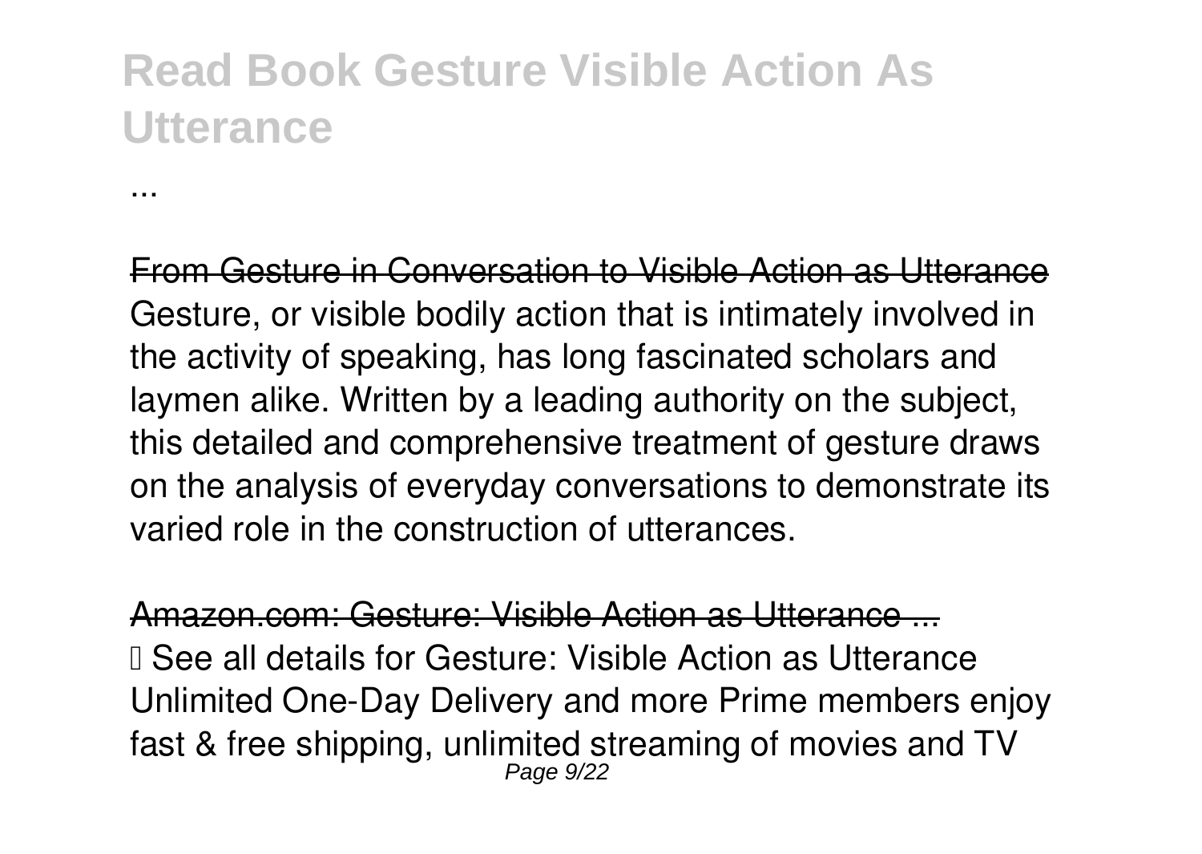...

From Gesture in Conversation to Visible Action as Utterance

Gesture, or visible bodily action that is intimately involved in the activity of speaking, has long fascinated scholars and laymen alike. Written by a leading authority on the subject, this detailed and comprehensive treatment of gesture draws on the analysis of everyday conversations to demonstrate its varied role in the construction of utterances.

Amazon.com: Gesture: Visible Action as Utterance ...

› See all details for Gesture: Visible Action as Utterance Unlimited One-Day Delivery and more Prime members enjoy fast & free shipping, unlimited streaming of movies and TV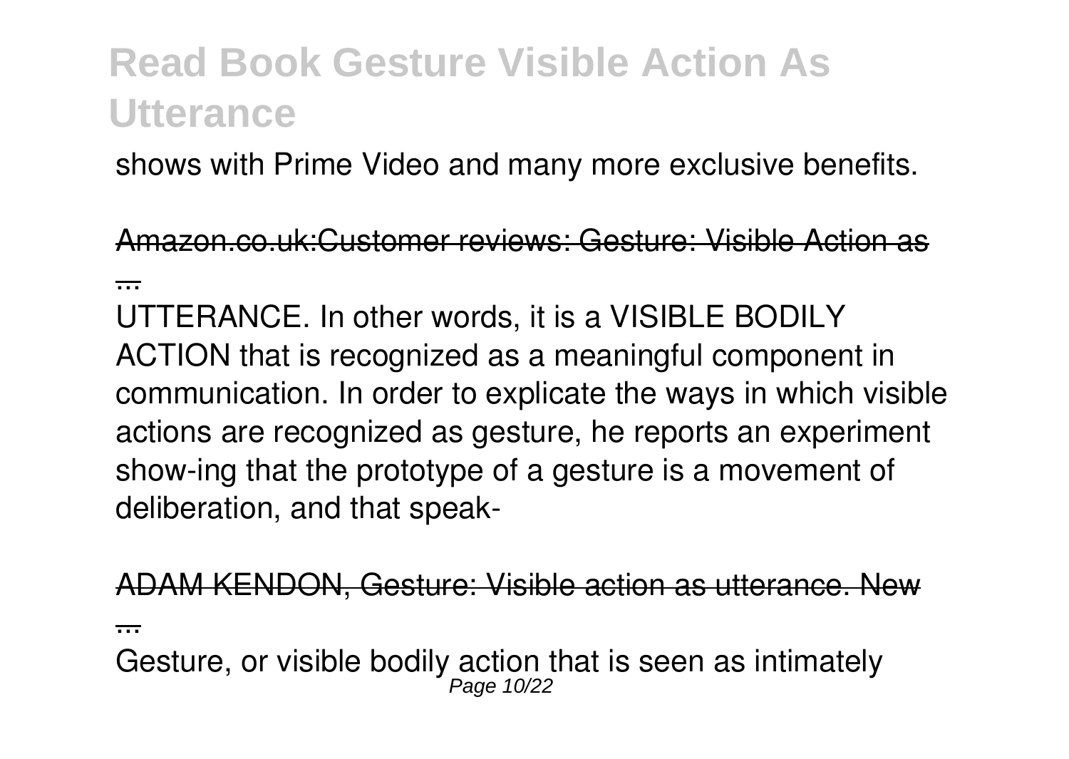shows with Prime Video and many more exclusive benefits.

Amazon.co.uk:Customer reviews: Gesture: Visible Action as ...

UTTERANCE. In other words, it is a VISIBLE BODILY ACTION that is recognized as a meaningful component in communication. In order to explicate the ways in which visible actions are recognized as gesture, he reports an experiment show-ing that the prototype of a gesture is a movement of deliberation, and that speak-

ADAM KENDON, Gesture: Visible action as utterance. New ...

Gesture, or visible bodily action that is seen as intimately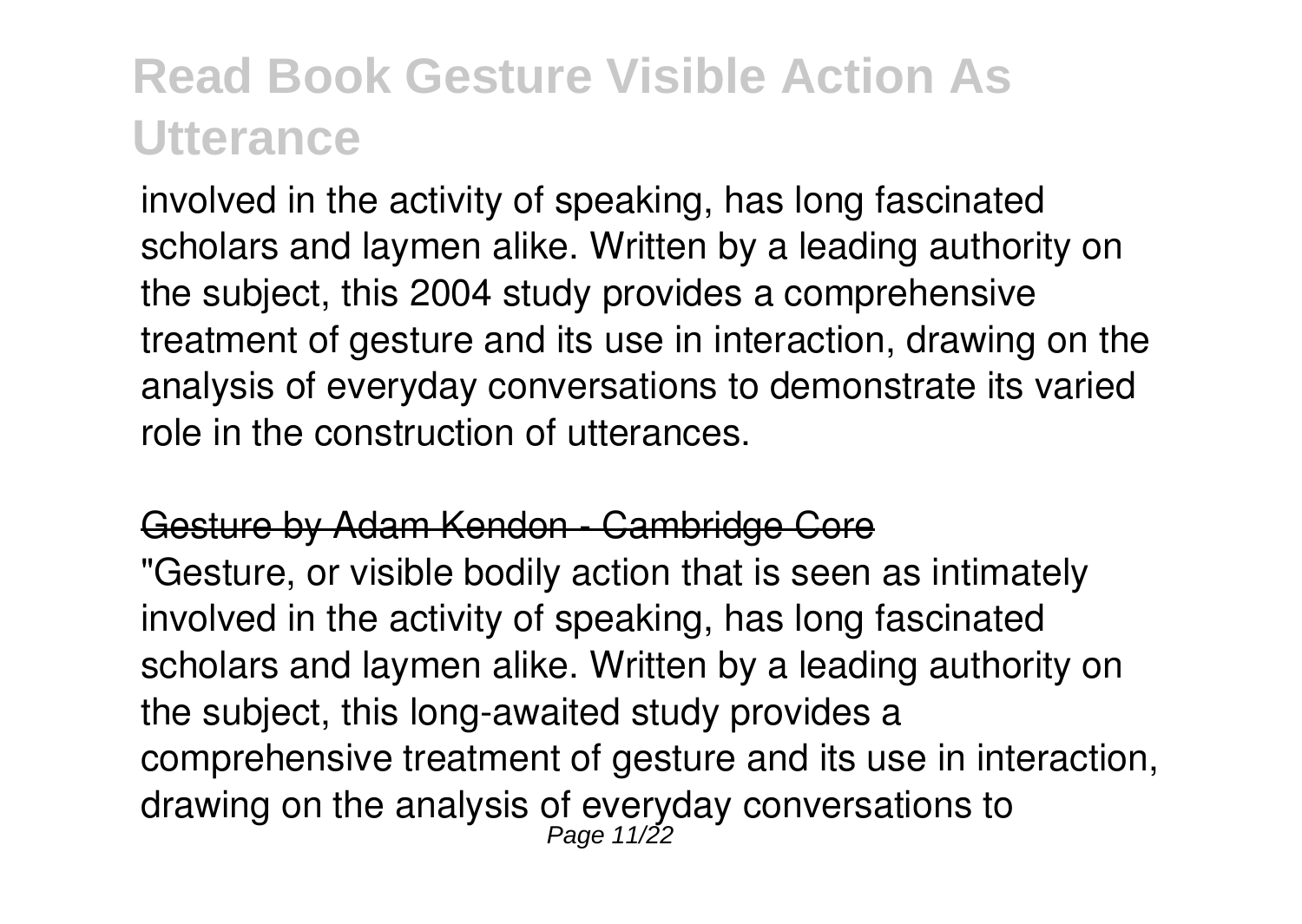involved in the activity of speaking, has long fascinated scholars and laymen alike. Written by a leading authority on the subject, this 2004 study provides a comprehensive treatment of gesture and its use in interaction, drawing on the analysis of everyday conversations to demonstrate its varied role in the construction of utterances.

## Gesture by Adam Kendon - Cambridge Core

"Gesture, or visible bodily action that is seen as intimately involved in the activity of speaking, has long fascinated scholars and laymen alike. Written by a leading authority on the subject, this long-awaited study provides a comprehensive treatment of gesture and its use in interaction, drawing on the analysis of everyday conversations to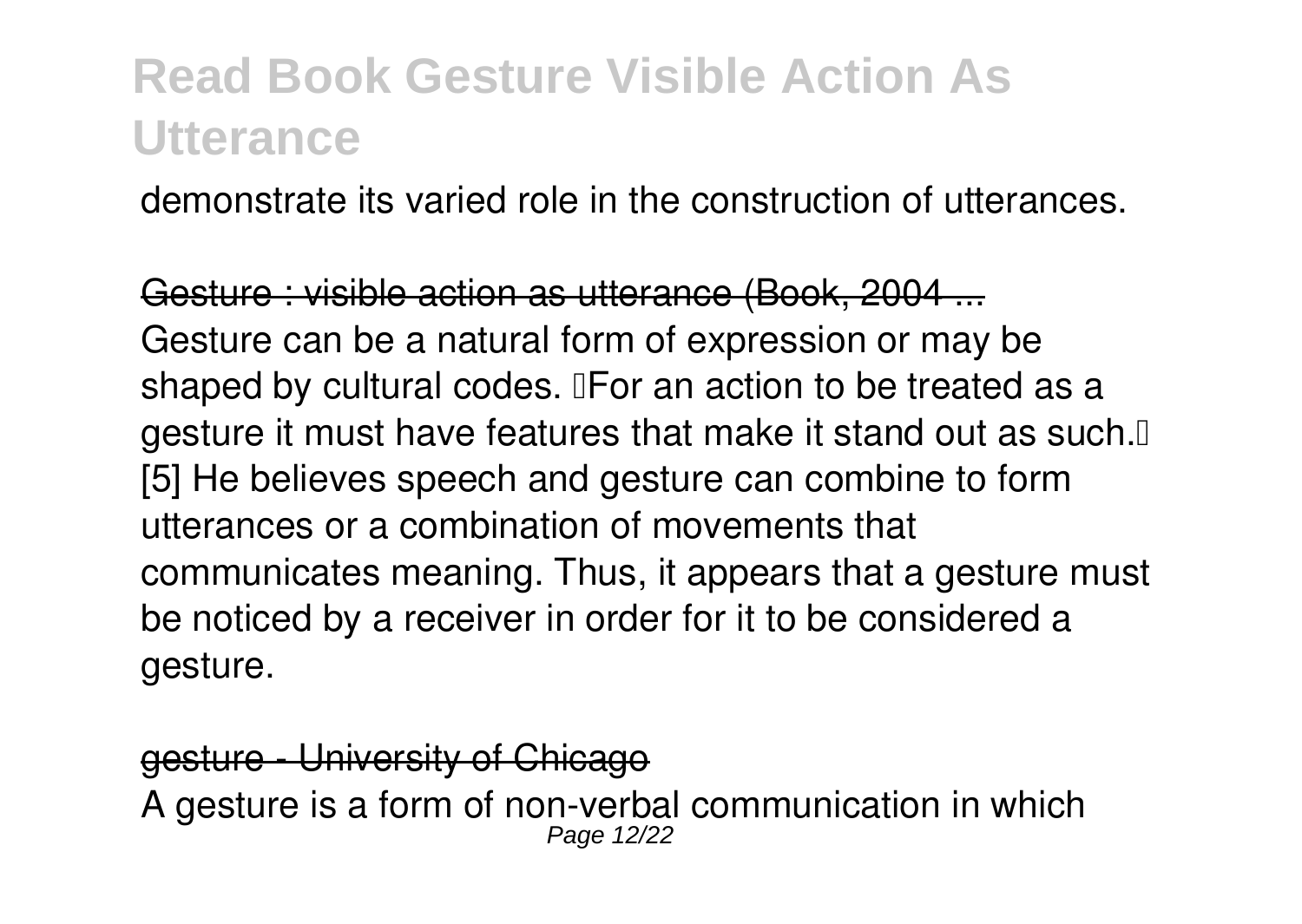demonstrate its varied role in the construction of utterances.

Gesture : visible action as utterance (Book, 2004 ...

Gesture can be a natural form of expression or may be shaped by cultural codes. "For an action to be treated as a gesture it must have features that make it stand out as such." [5] He believes speech and gesture can combine to form utterances or a combination of movements that communicates meaning. Thus, it appears that a gesture must be noticed by a receiver in order for it to be considered a gesture.

gesture - University of Chicago

A gesture is a form of non-verbal communication in which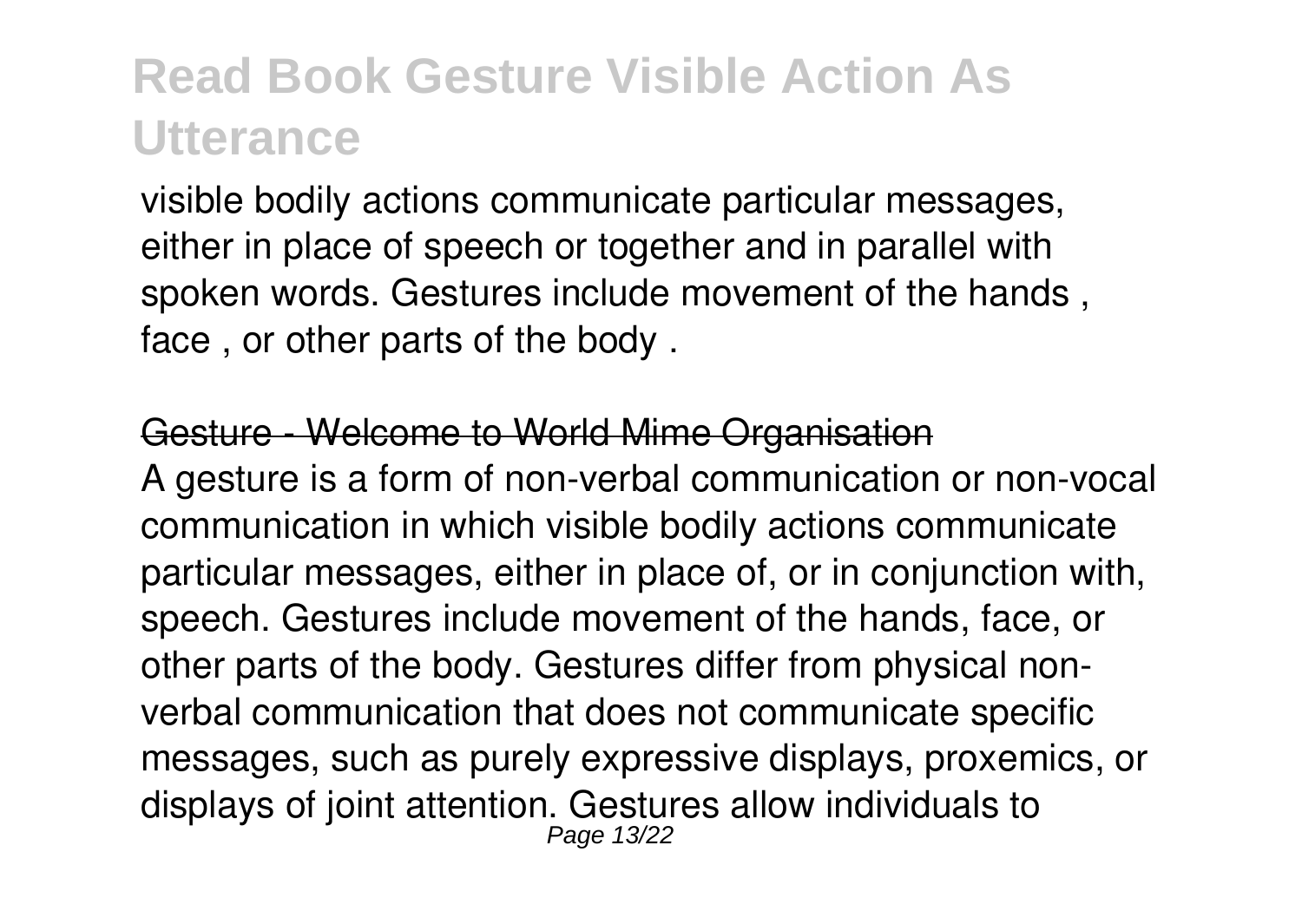visible bodily actions communicate particular messages, either in place of speech or together and in parallel with spoken words. Gestures include movement of the hands , face , or other parts of the body .

## Gesture - Welcome to World Mime Organisation

A gesture is a form of non-verbal communication or non-vocal communication in which visible bodily actions communicate particular messages, either in place of, or in conjunction with, speech. Gestures include movement of the hands, face, or other parts of the body. Gestures differ from physical non-verbal communication that does not communicate specific messages, such as purely expressive displays, proxemics, or displays of joint attention. Gestures allow individuals to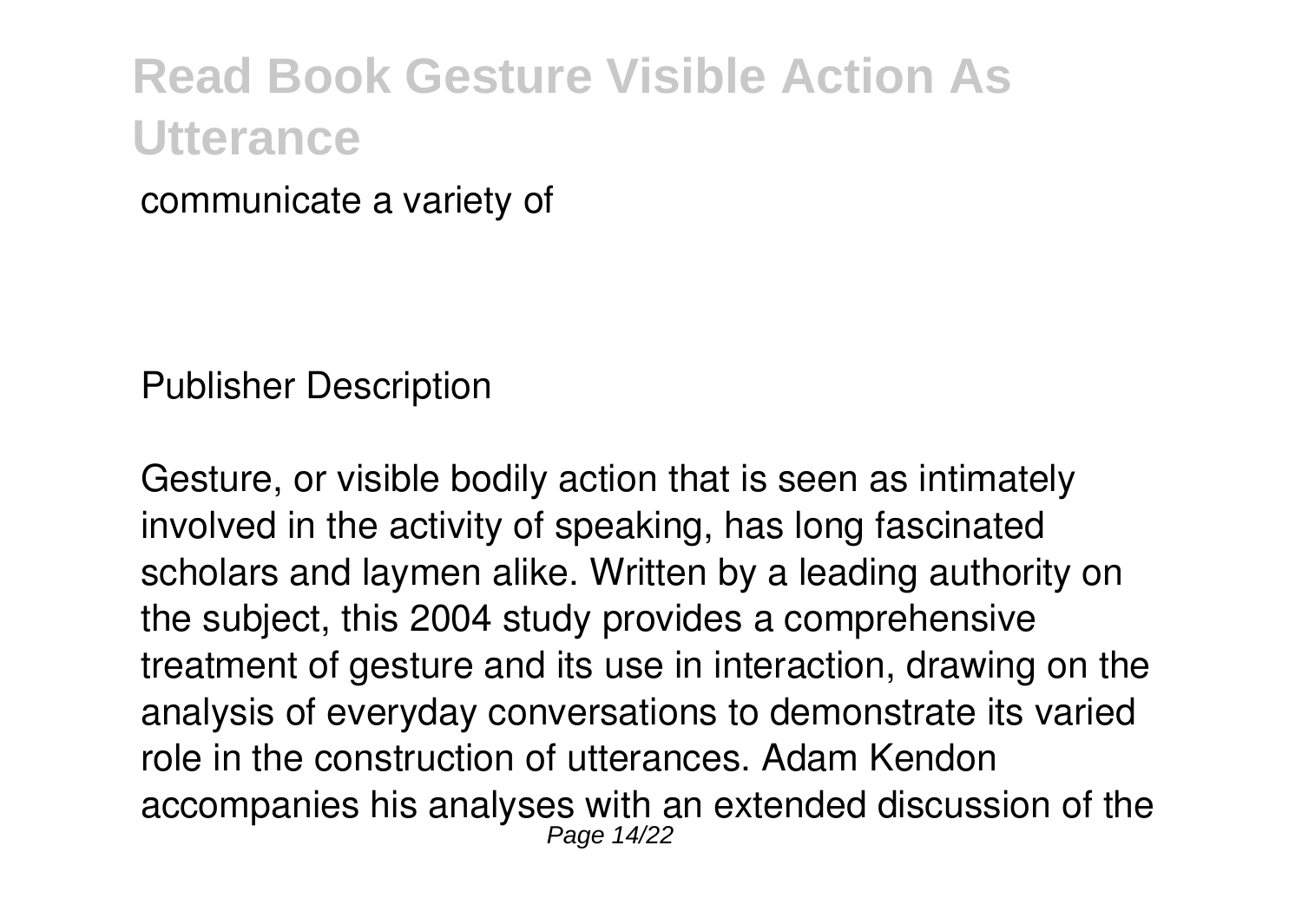communicate a variety of

Publisher Description

Gesture, or visible bodily action that is seen as intimately involved in the activity of speaking, has long fascinated scholars and laymen alike. Written by a leading authority on the subject, this 2004 study provides a comprehensive treatment of gesture and its use in interaction, drawing on the analysis of everyday conversations to demonstrate its varied role in the construction of utterances. Adam Kendon accompanies his analyses with an extended discussion of the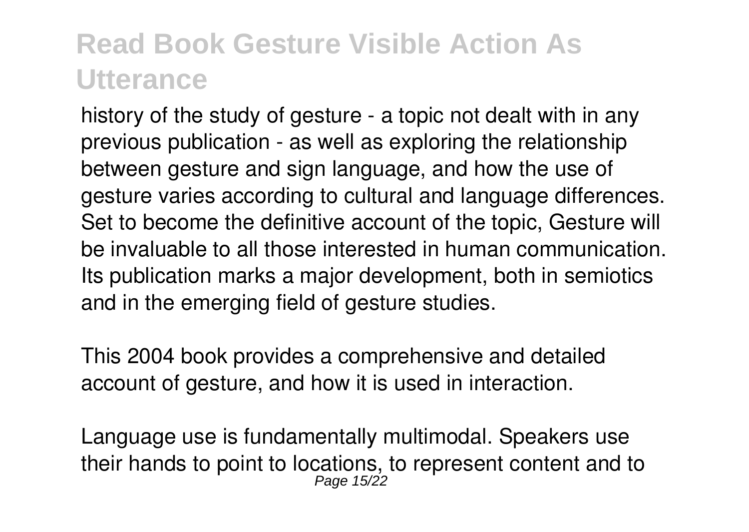history of the study of gesture - a topic not dealt with in any previous publication - as well as exploring the relationship between gesture and sign language, and how the use of gesture varies according to cultural and language differences. Set to become the definitive account of the topic, Gesture will be invaluable to all those interested in human communication. Its publication marks a major development, both in semiotics and in the emerging field of gesture studies.

This 2004 book provides a comprehensive and detailed account of gesture, and how it is used in interaction.

Language use is fundamentally multimodal. Speakers use their hands to point to locations, to represent content and to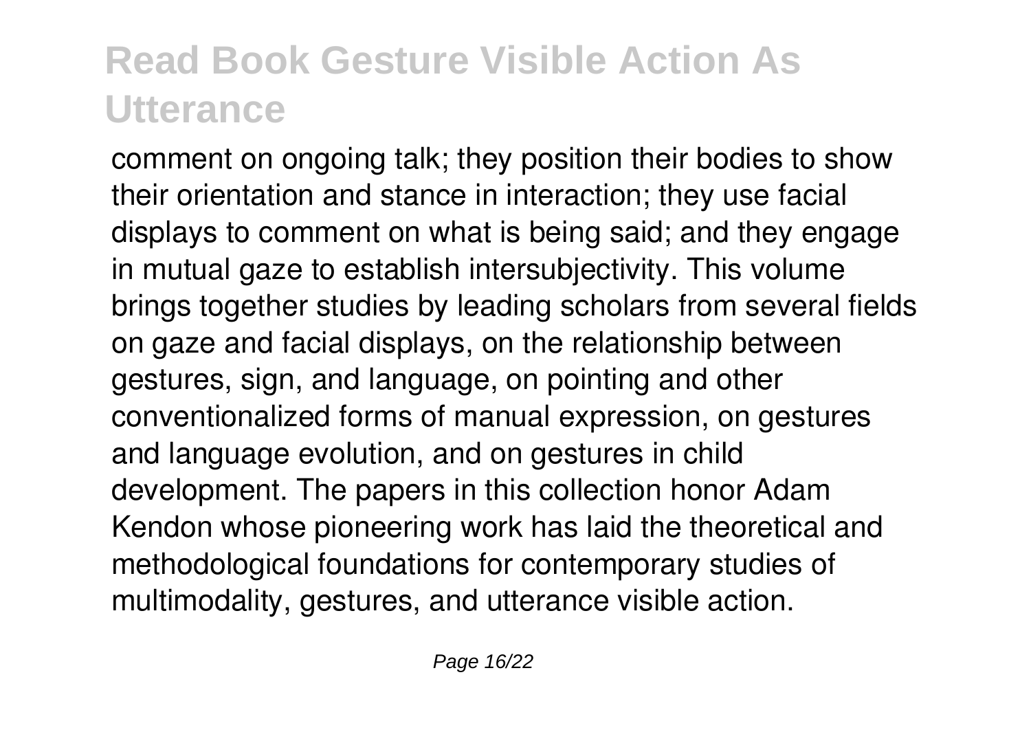comment on ongoing talk; they position their bodies to show their orientation and stance in interaction; they use facial displays to comment on what is being said; and they engage in mutual gaze to establish intersubjectivity. This volume brings together studies by leading scholars from several fields on gaze and facial displays, on the relationship between gestures, sign, and language, on pointing and other conventionalized forms of manual expression, on gestures and language evolution, and on gestures in child development. The papers in this collection honor Adam Kendon whose pioneering work has laid the theoretical and methodological foundations for contemporary studies of multimodality, gestures, and utterance visible action.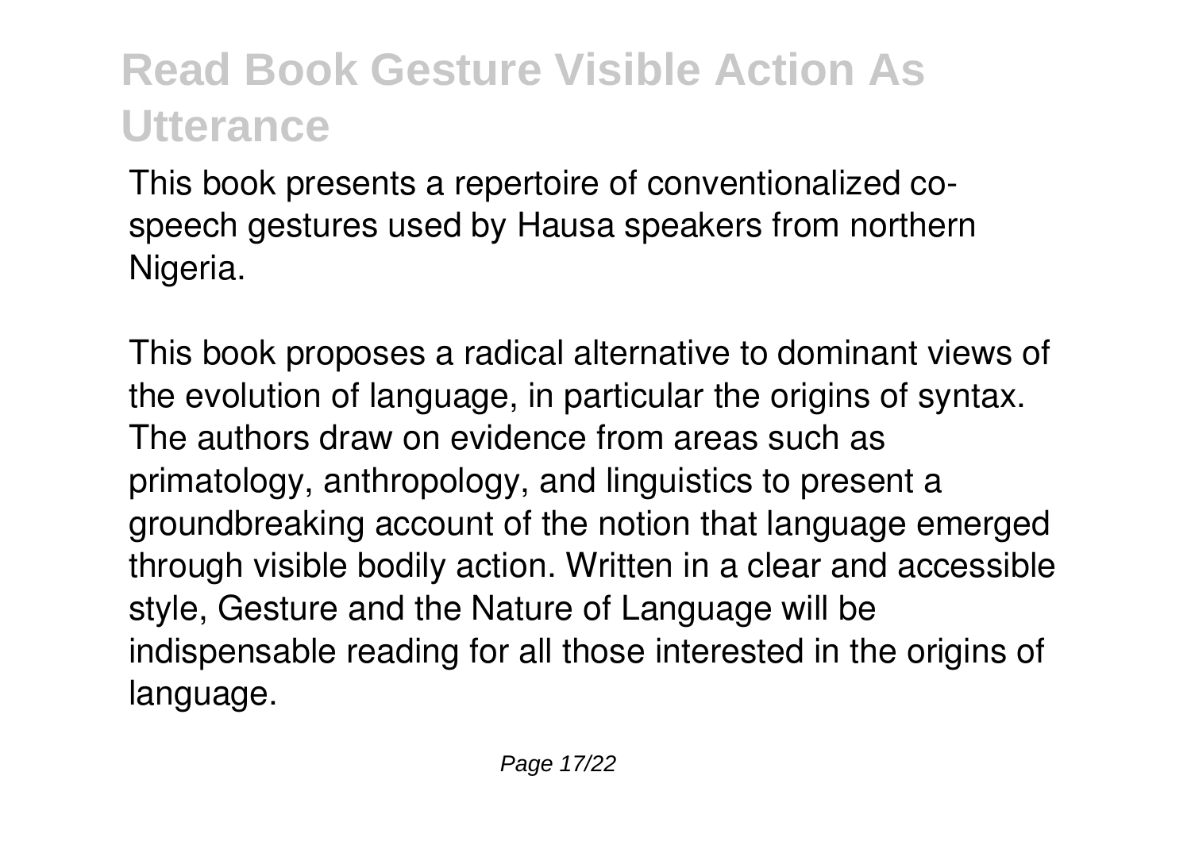## Read Book Gesture Visible Action As Utterance

This book presents a repertoire of conventionalized co-speech gestures used by Hausa speakers from northern Nigeria.

This book proposes a radical alternative to dominant views of the evolution of language, in particular the origins of syntax. The authors draw on evidence from areas such as primatology, anthropology, and linguistics to present a groundbreaking account of the notion that language emerged through visible bodily action. Written in a clear and accessible style, Gesture and the Nature of Language will be indispensable reading for all those interested in the origins of language.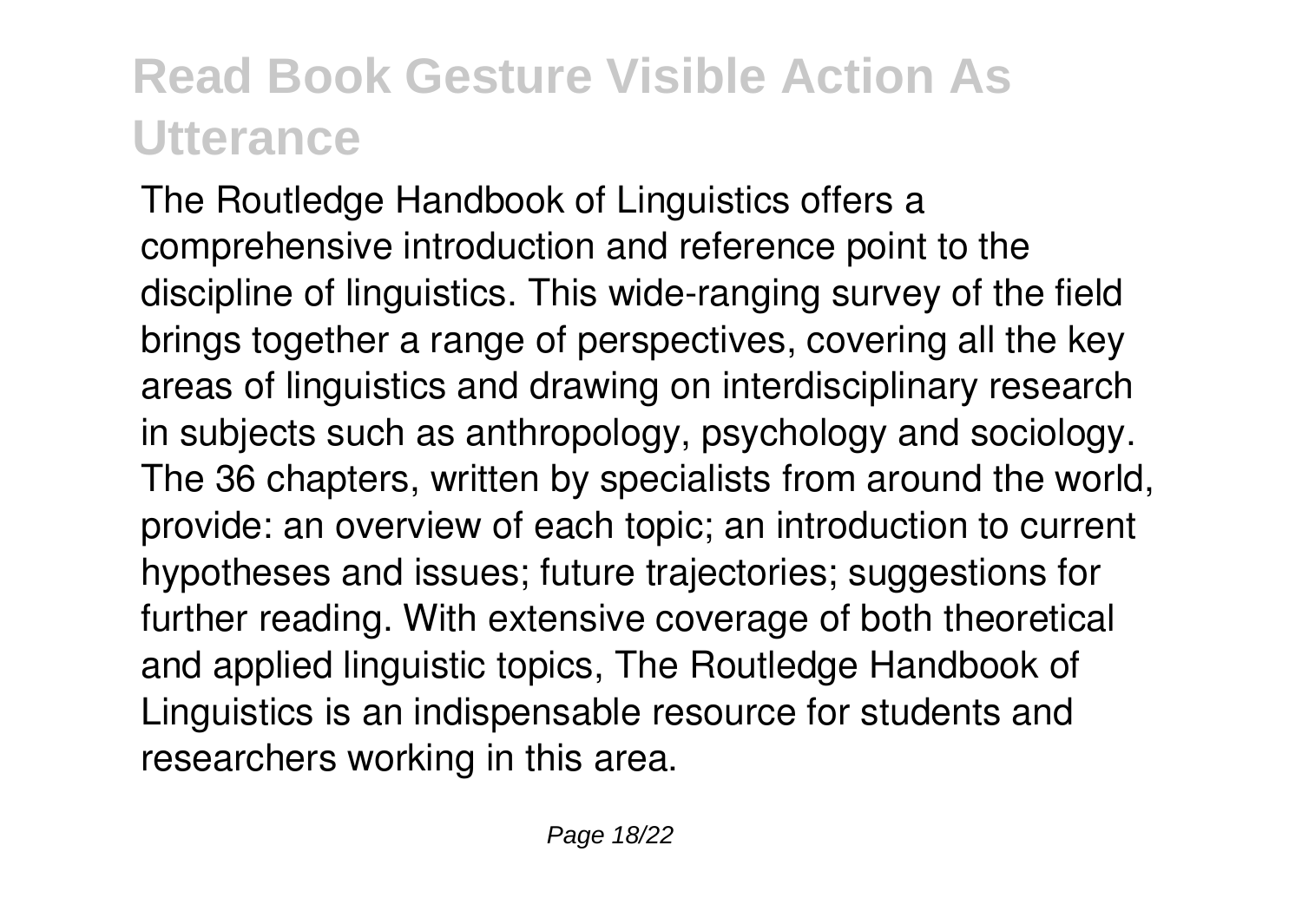The Routledge Handbook of Linguistics offers a comprehensive introduction and reference point to the discipline of linguistics. This wide-ranging survey of the field brings together a range of perspectives, covering all the key areas of linguistics and drawing on interdisciplinary research in subjects such as anthropology, psychology and sociology. The 36 chapters, written by specialists from around the world, provide: an overview of each topic; an introduction to current hypotheses and issues; future trajectories; suggestions for further reading. With extensive coverage of both theoretical and applied linguistic topics, The Routledge Handbook of Linguistics is an indispensable resource for students and researchers working in this area.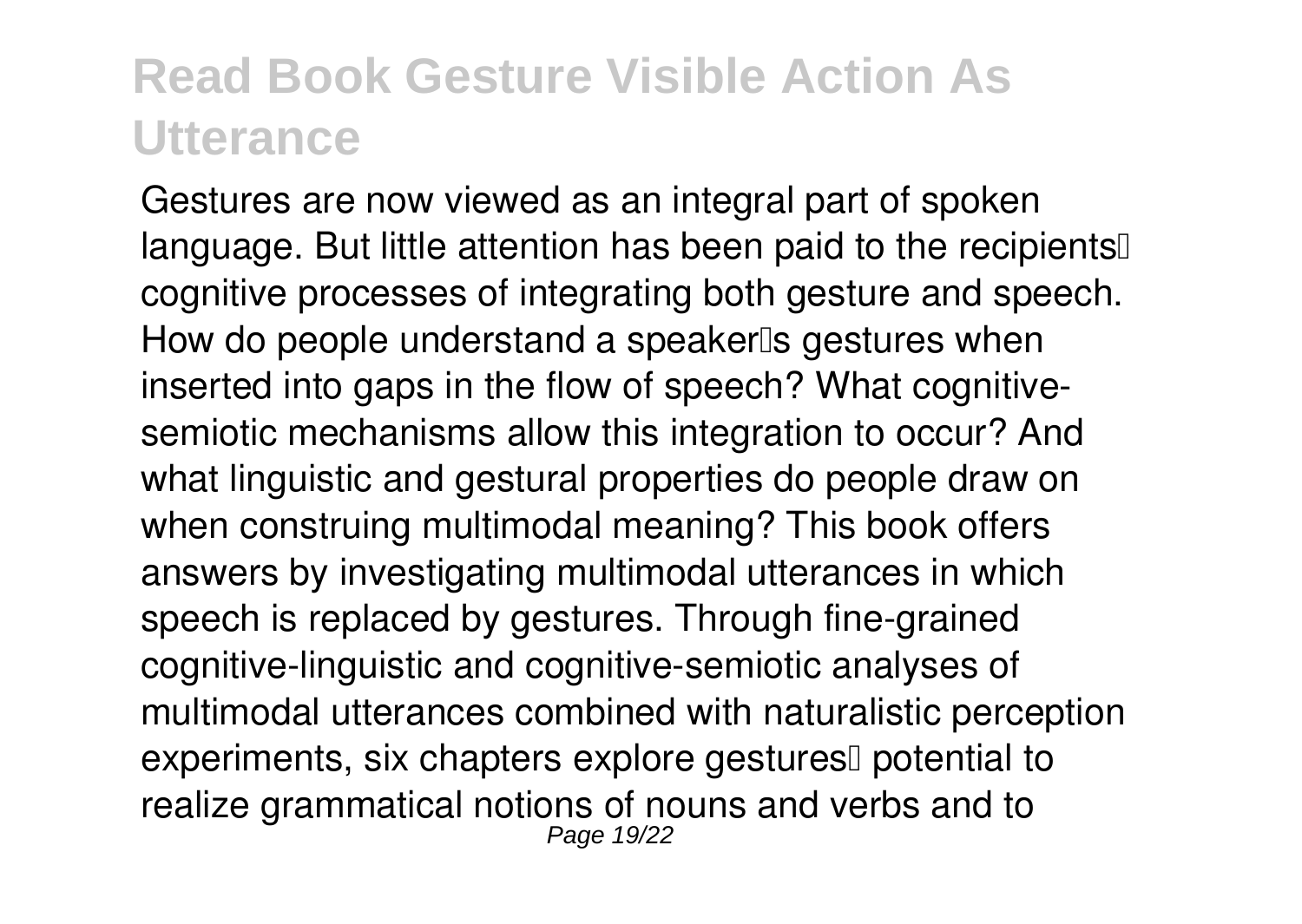## Read Book Gesture Visible Action As Utterance

Gestures are now viewed as an integral part of spoken language. But little attention has been paid to the recipients' cognitive processes of integrating both gesture and speech. How do people understand a speaker's gestures when inserted into gaps in the flow of speech? What cognitive-semiotic mechanisms allow this integration to occur? And what linguistic and gestural properties do people draw on when construing multimodal meaning? This book offers answers by investigating multimodal utterances in which speech is replaced by gestures. Through fine-grained cognitive-linguistic and cognitive-semiotic analyses of multimodal utterances combined with naturalistic perception experiments, six chapters explore gestures' potential to realize grammatical notions of nouns and verbs and to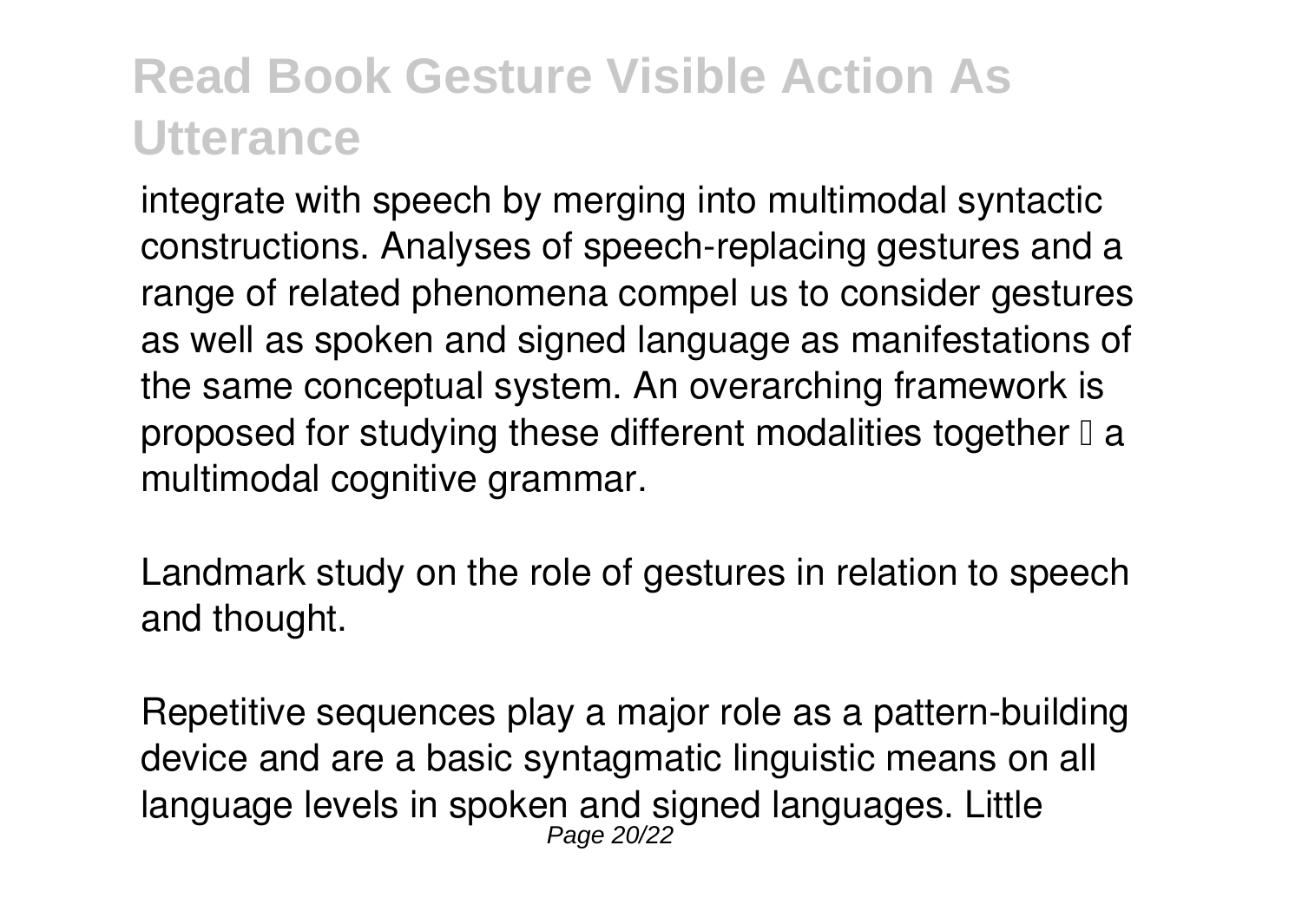integrate with speech by merging into multimodal syntactic constructions. Analyses of speech-replacing gestures and a range of related phenomena compel us to consider gestures as well as spoken and signed language as manifestations of the same conceptual system. An overarching framework is proposed for studying these different modalities together  a multimodal cognitive grammar.

Landmark study on the role of gestures in relation to speech and thought.

Repetitive sequences play a major role as a pattern-building device and are a basic syntagmatic linguistic means on all language levels in spoken and signed languages. Little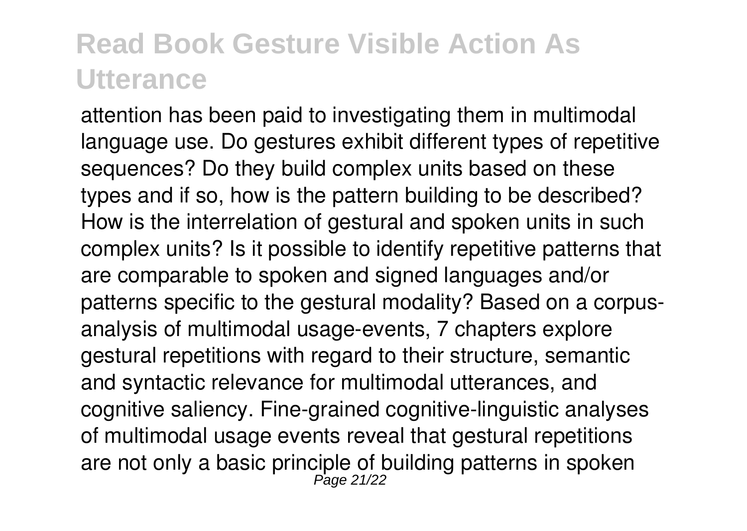attention has been paid to investigating them in multimodal language use. Do gestures exhibit different types of repetitive sequences? Do they build complex units based on these types and if so, how is the pattern building to be described? How is the interrelation of gestural and spoken units in such complex units? Is it possible to identify repetitive patterns that are comparable to spoken and signed languages and/or patterns specific to the gestural modality? Based on a corpus-analysis of multimodal usage-events, 7 chapters explore gestural repetitions with regard to their structure, semantic and syntactic relevance for multimodal utterances, and cognitive saliency. Fine-grained cognitive-linguistic analyses of multimodal usage events reveal that gestural repetitions are not only a basic principle of building patterns in spoken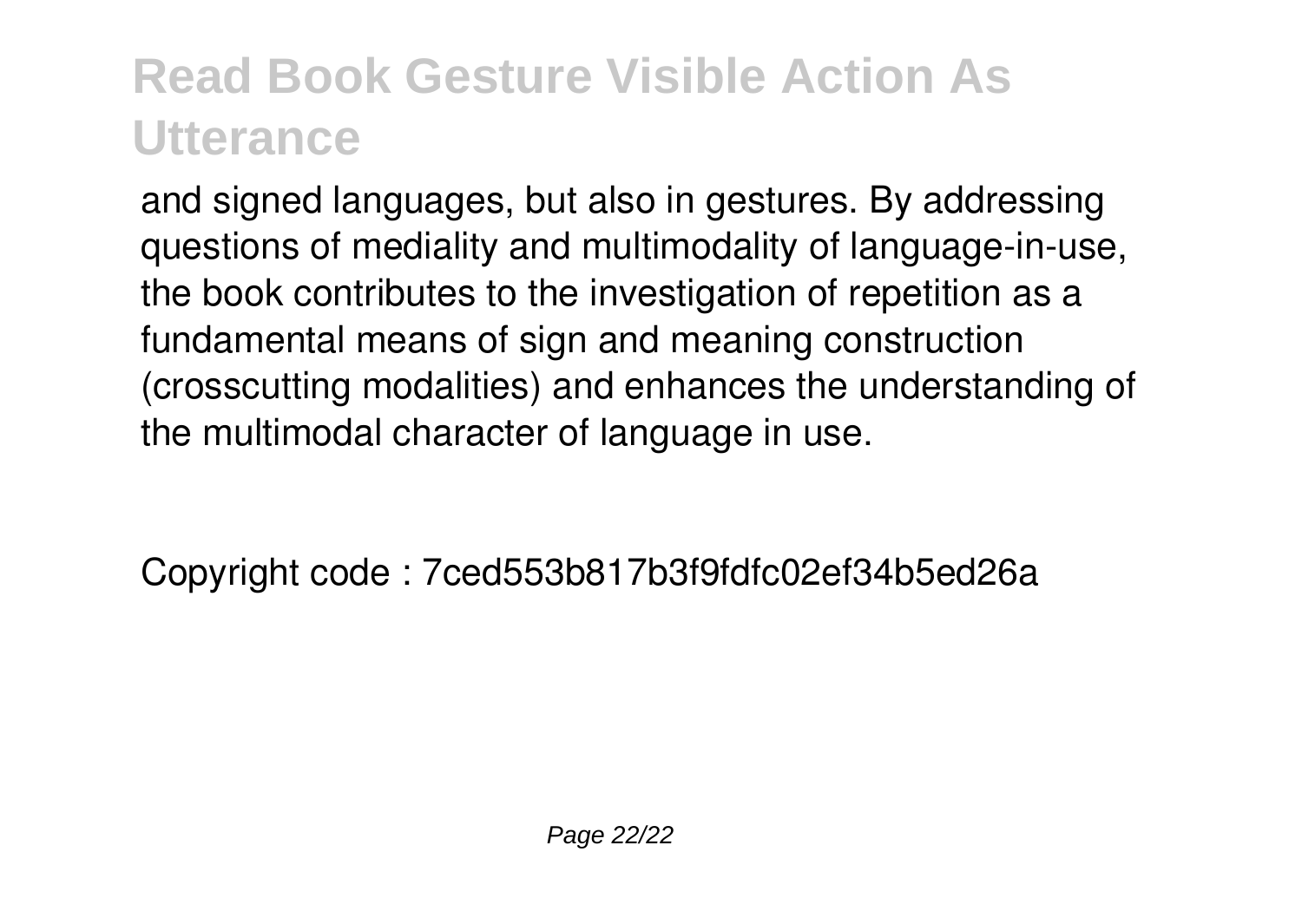and signed languages, but also in gestures. By addressing questions of mediality and multimodality of language-in-use, the book contributes to the investigation of repetition as a fundamental means of sign and meaning construction (crosscutting modalities) and enhances the understanding of the multimodal character of language in use.

Copyright code : 7ced553b817b3f9fdfc02ef34b5ed26a